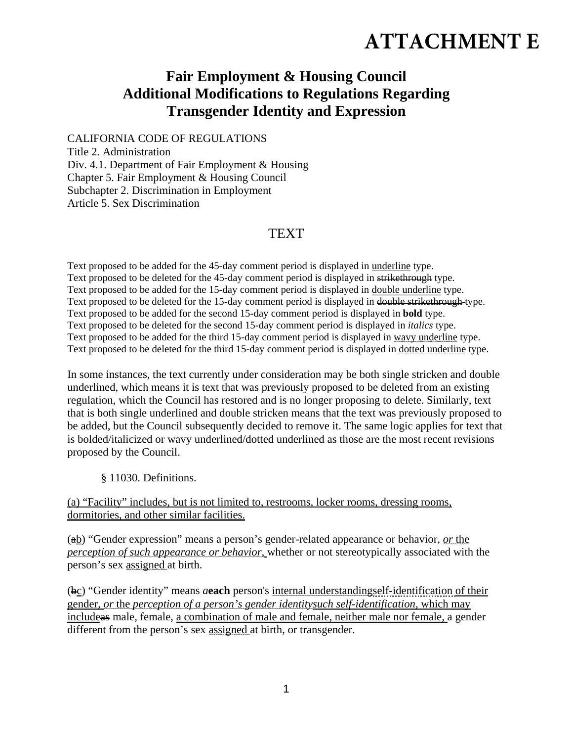# ATTACHMENT E

## Fair Employment & Housing Council
## Additional Modifications to Regulations Regarding
## Transgender Identity and Expression

CALIFORNIA CODE OF REGULATIONS
Title 2. Administration
Div. 4.1. Department of Fair Employment & Housing
Chapter 5. Fair Employment & Housing Council
Subchapter 2. Discrimination in Employment
Article 5. Sex Discrimination

### TEXT

Text proposed to be added for the 45-day comment period is displayed in <u>underline</u> type.
Text proposed to be deleted for the 45-day comment period is displayed in ~~strikethrough~~ type.
Text proposed to be added for the 15-day comment period is displayed in <u>double underline</u> type.
Text proposed to be deleted for the 15-day comment period is displayed in ~~double strikethrough~~ type.
Text proposed to be added for the second 15-day comment period is displayed in **bold** type.
Text proposed to be deleted for the second 15-day comment period is displayed in *italics* type.
Text proposed to be added for the third 15-day comment period is displayed in <u>wavy underline</u> type.
Text proposed to be deleted for the third 15-day comment period is displayed in <u>dotted underline</u> type.

In some instances, the text currently under consideration may be both single stricken and double underlined, which means it is text that was previously proposed to be deleted from an existing regulation, which the Council has restored and is no longer proposing to delete. Similarly, text that is both single underlined and double stricken means that the text was previously proposed to be added, but the Council subsequently decided to remove it. The same logic applies for text that is bolded/italicized or wavy underlined/dotted underlined as those are the most recent revisions proposed by the Council.

§ 11030. Definitions.

<u>(a) "Facility" includes, but is not limited to, restrooms, locker rooms, dressing rooms, dormitories, and other similar facilities.</u>

(~~a~~<u>b</u>) "Gender expression" means a person's gender-related appearance or behavior, <u>*or* the *perception of such appearance or behavior,*</u> whether or not stereotypically associated with the person's sex <u>assigned</u> at birth.

(~~b~~<u>c</u>) "Gender identity" means *a***each** person's <u>internal understanding</u><u>self-identification</u> <u>of their gender, *or* the *perception of a person's gender identity**such self-identification,*</u> <u>which may include</u>~~as~~ male, female, <u>a combination of male and female, neither male nor female,</u> a gender different from the person's sex <u>assigned</u> at birth, or transgender.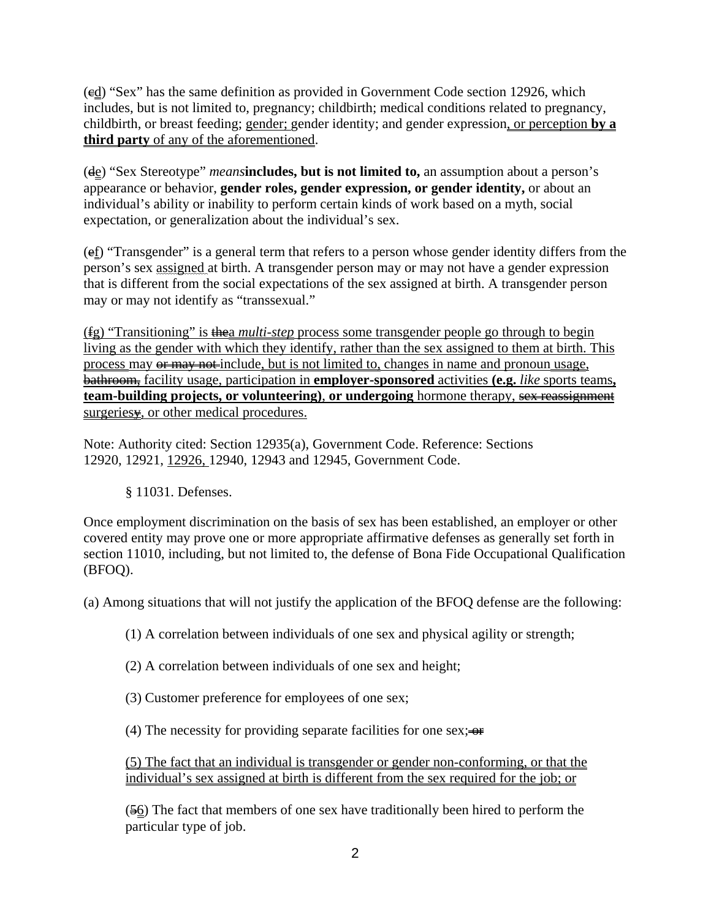(~~c~~d) "Sex" has the same definition as provided in Government Code section 12926, which includes, but is not limited to, pregnancy; childbirth; medical conditions related to pregnancy, childbirth, or breast feeding; gender; gender identity; and gender expression, or perception **by a third party** of any of the aforementioned.

(~~d~~e) "Sex Stereotype" ~~*means*~~**includes, but is not limited to,** an assumption about a person's appearance or behavior, **gender roles, gender expression, or gender identity,** or about an individual's ability or inability to perform certain kinds of work based on a myth, social expectation, or generalization about the individual's sex.

(~~e~~f) "Transgender" is a general term that refers to a person whose gender identity differs from the person's sex assigned at birth. A transgender person may or may not have a gender expression that is different from the social expectations of the sex assigned at birth. A transgender person may or may not identify as "transsexual."

(~~f~~g) "Transitioning" is ~~the~~a *multi-step* process some transgender people go through to begin living as the gender with which they identify, rather than the sex assigned to them at birth. This process may ~~or may not~~ include, but is not limited to, changes in name and pronoun usage, ~~bathroom,~~ facility usage, participation in **employer-sponsored** activities **(e.g.** *like* sports teams**, team-building projects, or volunteering)**, **or undergoing** hormone therapy, ~~sex reassignment~~ surgeries~~y~~, or other medical procedures.

Note: Authority cited: Section 12935(a), Government Code. Reference: Sections 12920, 12921, 12926, 12940, 12943 and 12945, Government Code.

§ 11031. Defenses.

Once employment discrimination on the basis of sex has been established, an employer or other covered entity may prove one or more appropriate affirmative defenses as generally set forth in section 11010, including, but not limited to, the defense of Bona Fide Occupational Qualification (BFOQ).

(a) Among situations that will not justify the application of the BFOQ defense are the following:

(1) A correlation between individuals of one sex and physical agility or strength;

(2) A correlation between individuals of one sex and height;

(3) Customer preference for employees of one sex;

(4) The necessity for providing separate facilities for one sex; ~~or~~

(5) The fact that an individual is transgender or gender non-conforming, or that the individual's sex assigned at birth is different from the sex required for the job; or

(~~5~~6) The fact that members of one sex have traditionally been hired to perform the particular type of job.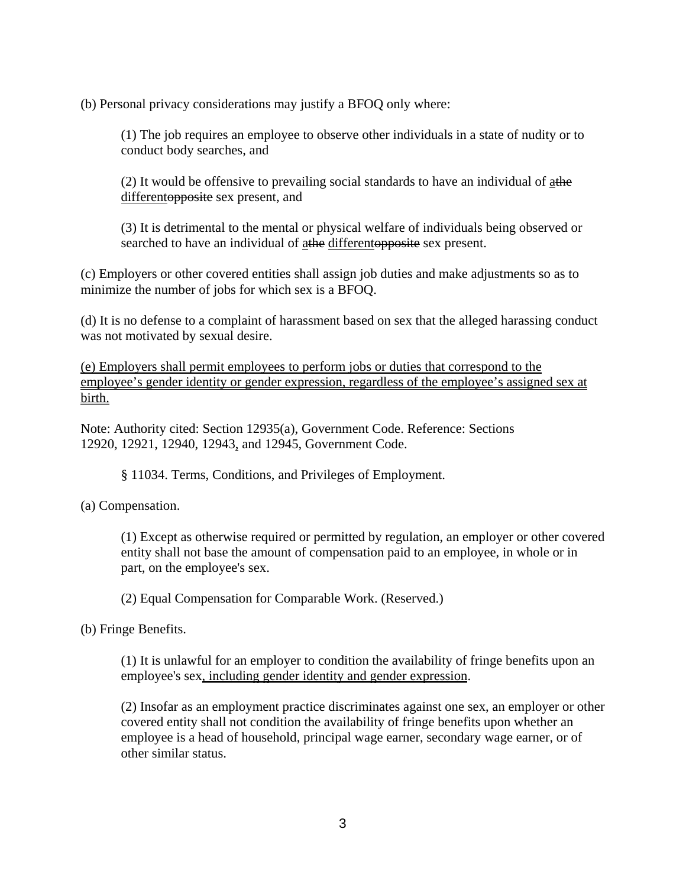(b) Personal privacy considerations may justify a BFOQ only where:

> (1) The job requires an employee to observe other individuals in a state of nudity or to conduct body searches, and
>
> (2) It would be offensive to prevailing social standards to have an individual of <u>a</u>~~the~~ <u>different</u>~~opposite~~ sex present, and
>
> (3) It is detrimental to the mental or physical welfare of individuals being observed or searched to have an individual of <u>a</u>~~the~~ <u>different</u>~~opposite~~ sex present.

(c) Employers or other covered entities shall assign job duties and make adjustments so as to minimize the number of jobs for which sex is a BFOQ.

(d) It is no defense to a complaint of harassment based on sex that the alleged harassing conduct was not motivated by sexual desire.

<u>(e) Employers shall permit employees to perform jobs or duties that correspond to the employee's gender identity or gender expression, regardless of the employee's assigned sex at birth.</u>

Note: Authority cited: Section 12935(a), Government Code. Reference: Sections 12920, 12921, 12940, 12943<u>,</u> and 12945, Government Code.

§ 11034. Terms, Conditions, and Privileges of Employment.

(a) Compensation.

> (1) Except as otherwise required or permitted by regulation, an employer or other covered entity shall not base the amount of compensation paid to an employee, in whole or in part, on the employee's sex.
>
> (2) Equal Compensation for Comparable Work. (Reserved.)

(b) Fringe Benefits.

> (1) It is unlawful for an employer to condition the availability of fringe benefits upon an employee's sex<u>, including gender identity and gender expression</u>.
>
> (2) Insofar as an employment practice discriminates against one sex, an employer or other covered entity shall not condition the availability of fringe benefits upon whether an employee is a head of household, principal wage earner, secondary wage earner, or of other similar status.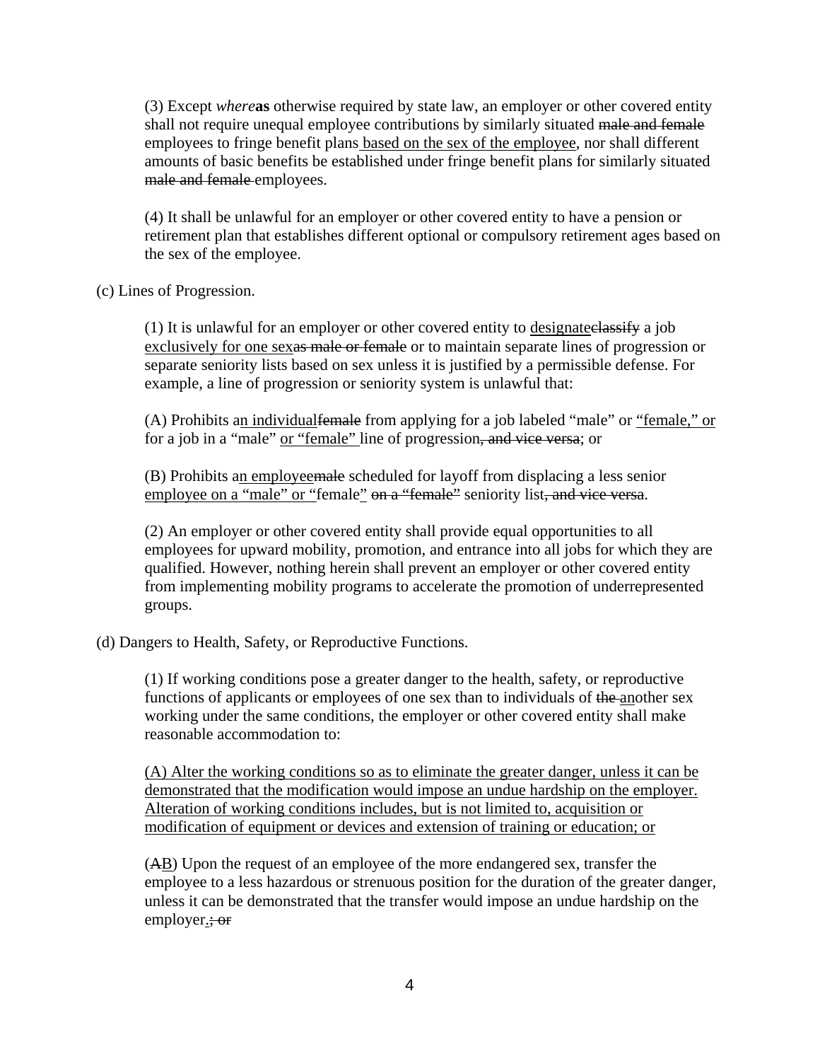(3) Except *where***as** otherwise required by state law, an employer or other covered entity shall not require unequal employee contributions by similarly situated ~~male and female~~ employees to fringe benefit plans <u>based on the sex of the employee</u>, nor shall different amounts of basic benefits be established under fringe benefit plans for similarly situated ~~male and female~~ employees.

(4) It shall be unlawful for an employer or other covered entity to have a pension or retirement plan that establishes different optional or compulsory retirement ages based on the sex of the employee.

(c) Lines of Progression.

(1) It is unlawful for an employer or other covered entity to <u>designate</u>~~classify~~ a job <u>exclusively for one sex</u>~~as male or female~~ or to maintain separate lines of progression or separate seniority lists based on sex unless it is justified by a permissible defense. For example, a line of progression or seniority system is unlawful that:

(A) Prohibits a<u>n individual</u>~~female~~ from applying for a job labeled "male" or <u>"female," or</u> for a job in a "male" <u>or "female"</u> line of progression~~, and vice versa~~; or

(B) Prohibits a<u>n employee</u>~~male~~ scheduled for layoff from displacing a less senior <u>employee on a "male" or "</u>female<u>"</u> ~~on a "female"~~ seniority list~~, and vice versa~~.

(2) An employer or other covered entity shall provide equal opportunities to all employees for upward mobility, promotion, and entrance into all jobs for which they are qualified. However, nothing herein shall prevent an employer or other covered entity from implementing mobility programs to accelerate the promotion of underrepresented groups.

(d) Dangers to Health, Safety, or Reproductive Functions.

(1) If working conditions pose a greater danger to the health, safety, or reproductive functions of applicants or employees of one sex than to individuals of ~~the~~ <u>an</u>other sex working under the same conditions, the employer or other covered entity shall make reasonable accommodation to:

<u>(A) Alter the working conditions so as to eliminate the greater danger, unless it can be demonstrated that the modification would impose an undue hardship on the employer. Alteration of working conditions includes, but is not limited to, acquisition or modification of equipment or devices and extension of training or education; or</u>

(~~A~~<u>B</u>) Upon the request of an employee of the more endangered sex, transfer the employee to a less hazardous or strenuous position for the duration of the greater danger, unless it can be demonstrated that the transfer would impose an undue hardship on the employer<u>.</u>~~; or~~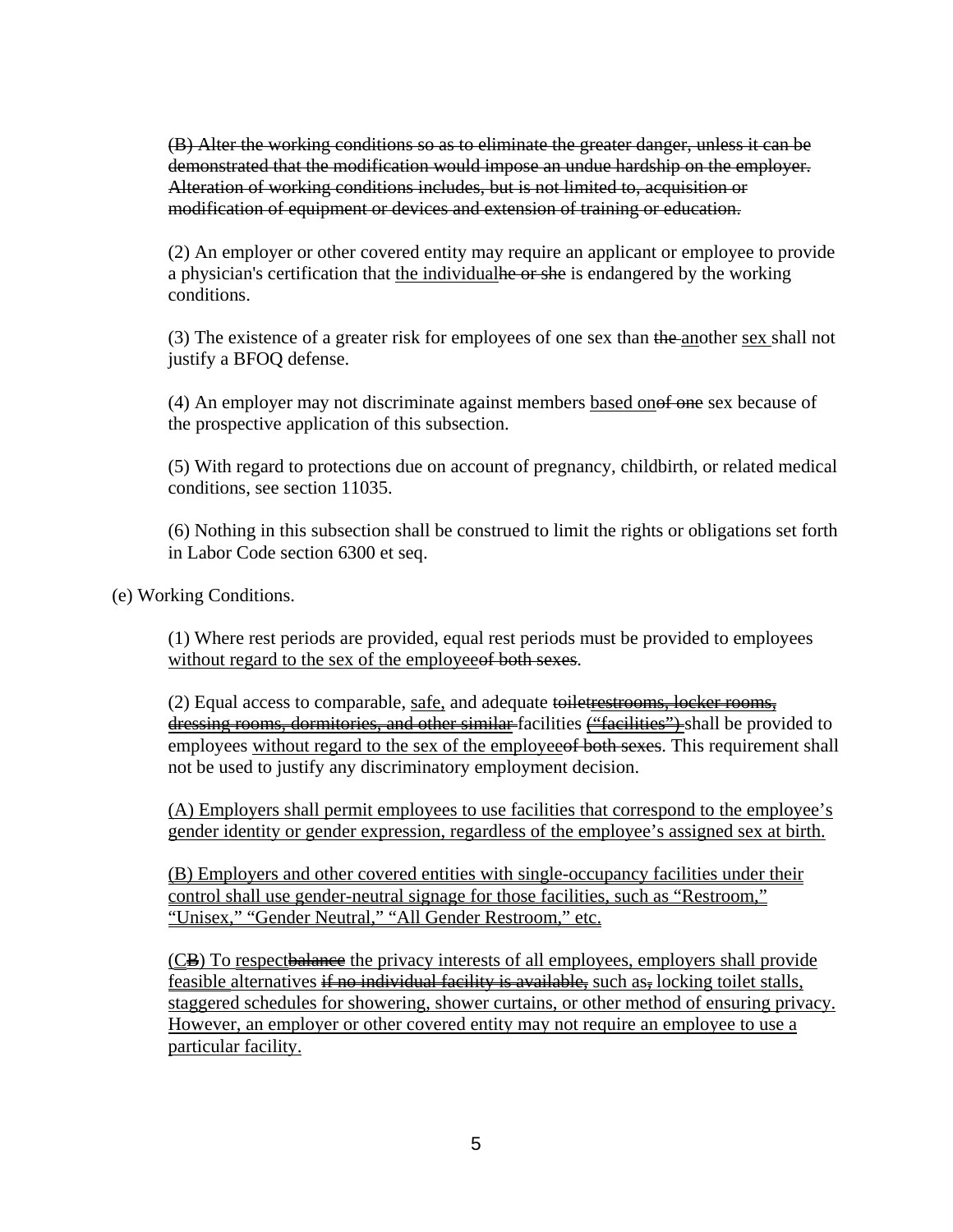~~(B) Alter the working conditions so as to eliminate the greater danger, unless it can be demonstrated that the modification would impose an undue hardship on the employer. Alteration of working conditions includes, but is not limited to, acquisition or modification of equipment or devices and extension of training or education.~~

(2) An employer or other covered entity may require an applicant or employee to provide a physician's certification that <u>the individual</u>~~he or she~~ is endangered by the working conditions.

(3) The existence of a greater risk for employees of one sex than ~~the~~ <u>an</u>other <u>sex</u> shall not justify a BFOQ defense.

(4) An employer may not discriminate against members <u>based on</u>~~of one~~ sex because of the prospective application of this subsection.

(5) With regard to protections due on account of pregnancy, childbirth, or related medical conditions, see section 11035.

(6) Nothing in this subsection shall be construed to limit the rights or obligations set forth in Labor Code section 6300 et seq.

(e) Working Conditions.

(1) Where rest periods are provided, equal rest periods must be provided to employees <u>without regard to the sex of the employee</u>~~of both sexes~~.

(2) Equal access to comparable, <u>safe,</u> and adequate ~~toilet~~<u>restrooms, locker rooms, dressing rooms, dormitories, and other similar</u> facilities <u>("facilities")</u> shall be provided to employees <u>without regard to the sex of the employee</u>~~of both sexes~~. This requirement shall not be used to justify any discriminatory employment decision.

<u>(A) Employers shall permit employees to use facilities that correspond to the employee's gender identity or gender expression, regardless of the employee's assigned sex at birth.</u>

<u>(B) Employers and other covered entities with single-occupancy facilities under their control shall use gender-neutral signage for those facilities, such as "Restroom," "Unisex," "Gender Neutral," "All Gender Restroom," etc.</u>

(<u>C</u>~~B~~) To <u>respect</u>~~balance~~ the privacy interests of all employees, employers shall provide <u>feasible</u> alternatives ~~if no individual facility is available,~~ such as~~,~~ <u>locking toilet stalls, staggered schedules for showering, shower curtains, or other method of ensuring privacy. However, an employer or other covered entity may not require an employee to use a particular facility.</u>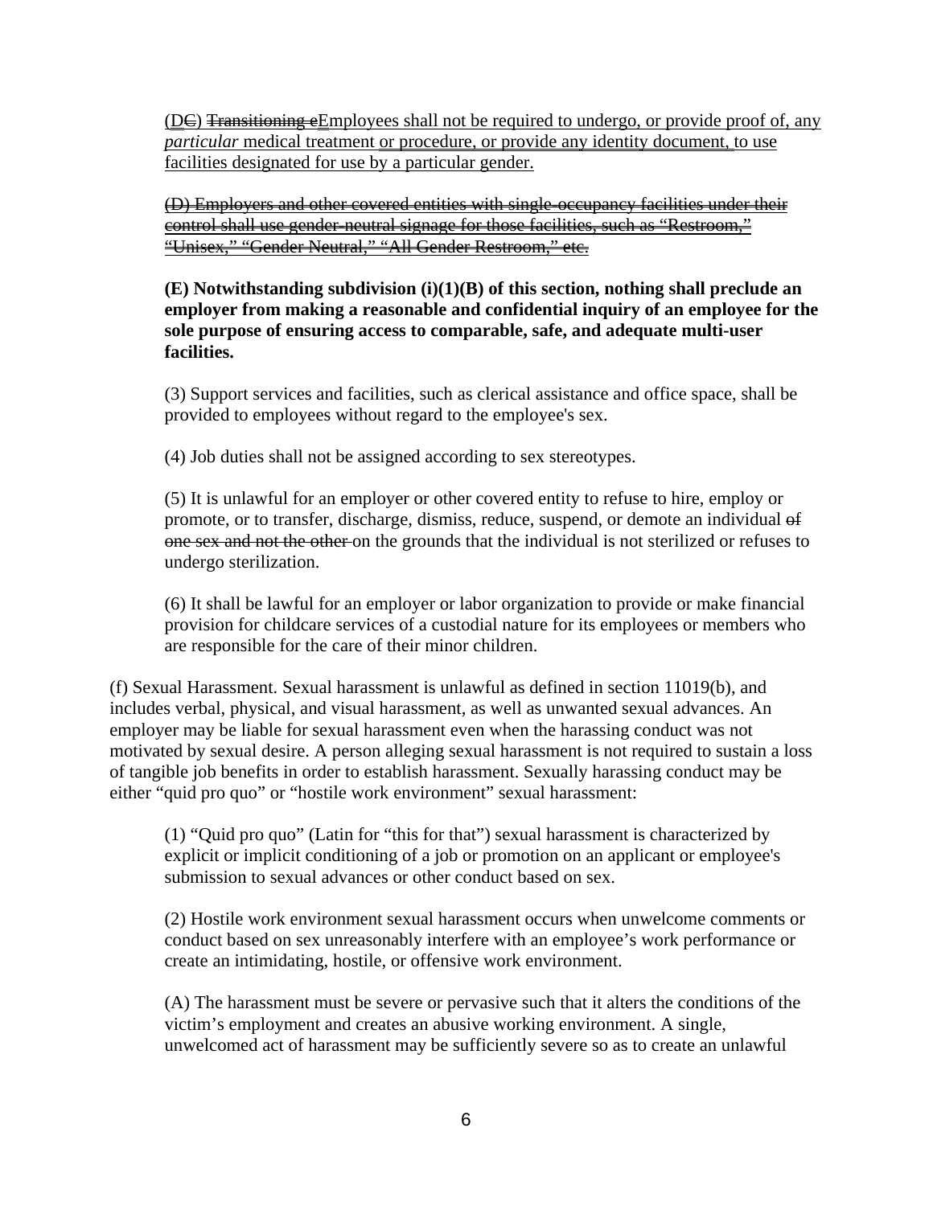(~~C~~D) ~~Transitioning e~~Employees shall not be required to undergo, or provide proof of, any *particular* medical treatment or procedure, or provide any identity document, to use facilities designated for use by a particular gender.

~~(D) Employers and other covered entities with single-occupancy facilities under their control shall use gender-neutral signage for those facilities, such as "Restroom," "Unisex," "Gender Neutral," "All Gender Restroom," etc.~~

**(E) Notwithstanding subdivision (i)(1)(B) of this section, nothing shall preclude an employer from making a reasonable and confidential inquiry of an employee for the sole purpose of ensuring access to comparable, safe, and adequate multi-user facilities.**

(3) Support services and facilities, such as clerical assistance and office space, shall be provided to employees without regard to the employee's sex.

(4) Job duties shall not be assigned according to sex stereotypes.

(5) It is unlawful for an employer or other covered entity to refuse to hire, employ or promote, or to transfer, discharge, dismiss, reduce, suspend, or demote an individual ~~of one sex and not the other~~ on the grounds that the individual is not sterilized or refuses to undergo sterilization.

(6) It shall be lawful for an employer or labor organization to provide or make financial provision for childcare services of a custodial nature for its employees or members who are responsible for the care of their minor children.

(f) Sexual Harassment. Sexual harassment is unlawful as defined in section 11019(b), and includes verbal, physical, and visual harassment, as well as unwanted sexual advances. An employer may be liable for sexual harassment even when the harassing conduct was not motivated by sexual desire. A person alleging sexual harassment is not required to sustain a loss of tangible job benefits in order to establish harassment. Sexually harassing conduct may be either "quid pro quo" or "hostile work environment" sexual harassment:

(1) "Quid pro quo" (Latin for "this for that") sexual harassment is characterized by explicit or implicit conditioning of a job or promotion on an applicant or employee's submission to sexual advances or other conduct based on sex.

(2) Hostile work environment sexual harassment occurs when unwelcome comments or conduct based on sex unreasonably interfere with an employee's work performance or create an intimidating, hostile, or offensive work environment.

(A) The harassment must be severe or pervasive such that it alters the conditions of the victim's employment and creates an abusive working environment. A single, unwelcomed act of harassment may be sufficiently severe so as to create an unlawful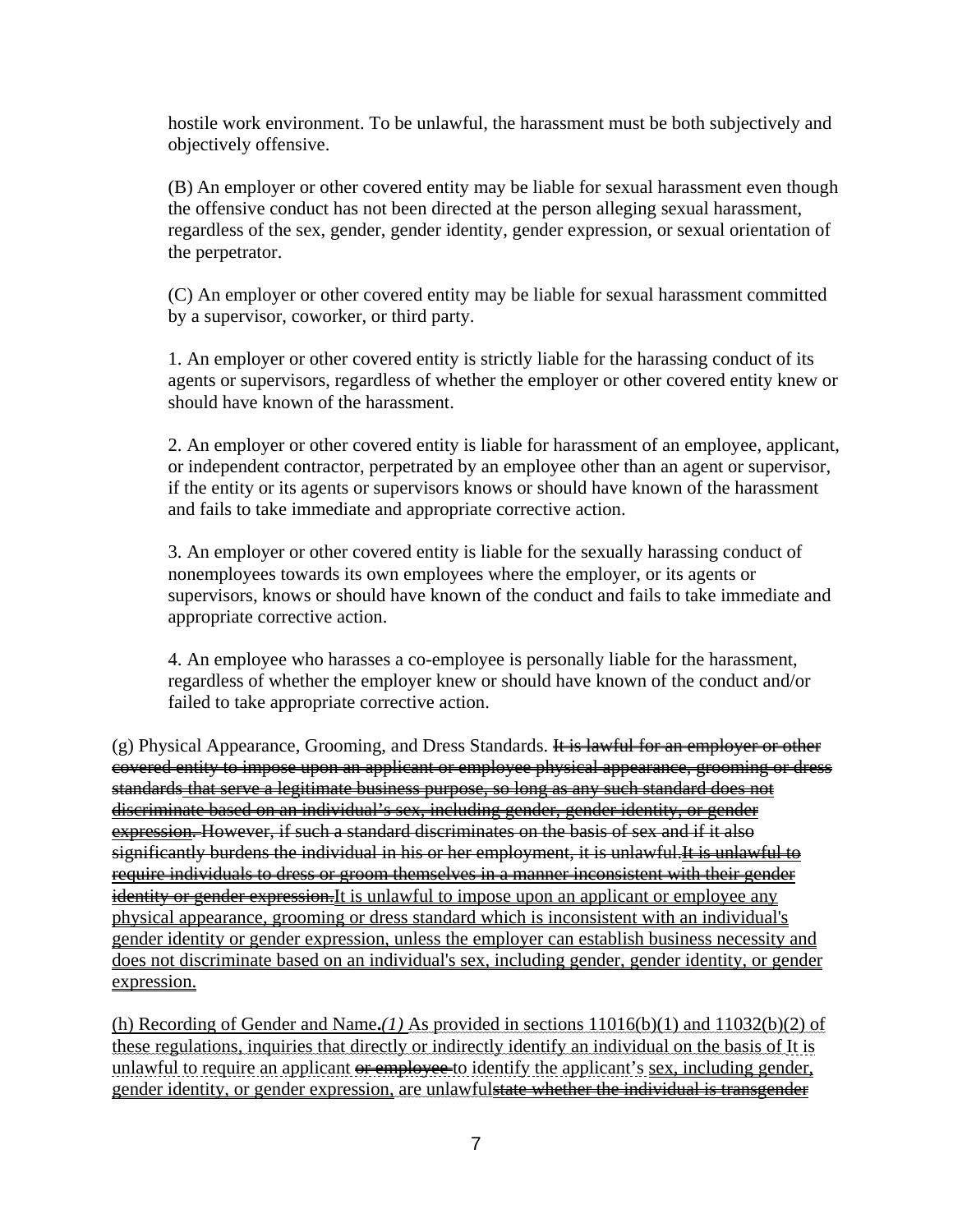hostile work environment. To be unlawful, the harassment must be both subjectively and objectively offensive.

(B) An employer or other covered entity may be liable for sexual harassment even though the offensive conduct has not been directed at the person alleging sexual harassment, regardless of the sex, gender, gender identity, gender expression, or sexual orientation of the perpetrator.

(C) An employer or other covered entity may be liable for sexual harassment committed by a supervisor, coworker, or third party.

1. An employer or other covered entity is strictly liable for the harassing conduct of its agents or supervisors, regardless of whether the employer or other covered entity knew or should have known of the harassment.

2. An employer or other covered entity is liable for harassment of an employee, applicant, or independent contractor, perpetrated by an employee other than an agent or supervisor, if the entity or its agents or supervisors knows or should have known of the harassment and fails to take immediate and appropriate corrective action.

3. An employer or other covered entity is liable for the sexually harassing conduct of nonemployees towards its own employees where the employer, or its agents or supervisors, knows or should have known of the conduct and fails to take immediate and appropriate corrective action.

4. An employee who harasses a co-employee is personally liable for the harassment, regardless of whether the employer knew or should have known of the conduct and/or failed to take appropriate corrective action.

(g) Physical Appearance, Grooming, and Dress Standards. ~~It is lawful for an employer or other covered entity to impose upon an applicant or employee physical appearance, grooming or dress standards that serve a legitimate business purpose, so long as any such standard does not discriminate based on an individual's sex, including gender, gender identity, or gender expression.~~ However, if such a standard discriminates on the basis of sex and if it also significantly burdens the individual in his or her employment, it is unlawful.~~It is unlawful to require individuals to dress or groom themselves in a manner inconsistent with their gender identity or gender expression.~~<u>It is unlawful to impose upon an applicant or employee any physical appearance, grooming or dress standard which is inconsistent with an individual's gender identity or gender expression, unless the employer can establish business necessity and does not discriminate based on an individual's sex, including gender, gender identity, or gender expression.</u>

<u>(h) Recording of Gender and Name.</u>***<u>(1)</u>*** <u>As provided in sections 11016(b)(1) and 11032(b)(2) of these regulations, inquiries that directly or indirectly identify an individual on the basis of</u> It is unlawful to require an applicant ~~or employee~~ to identify the applicant's <u>sex, including gender, gender identity, or gender expression, are unlawful</u>~~state whether the individual is transgender~~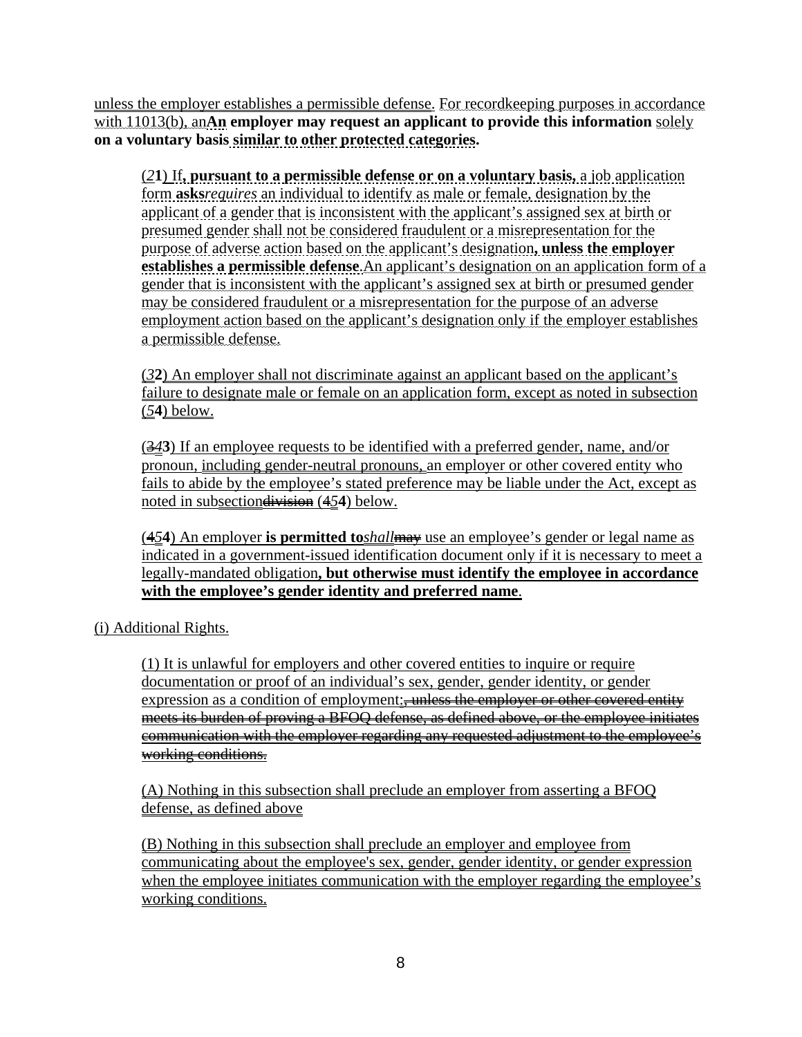unless the employer establishes a permissible defense. For recordkeeping purposes in accordance with 11013(b), an**An employer may request an applicant to provide this information** solely **on a voluntary basis similar to other protected categories.**

> (*2***1**) If**, pursuant to a permissible defense or on a voluntary basis,** a job application form **asks***requires* an individual to identify as male or female, designation by the applicant of a gender that is inconsistent with the applicant's assigned sex at birth or presumed gender shall not be considered fraudulent or a misrepresentation for the purpose of adverse action based on the applicant's designation**, unless the employer establishes a permissible defense**.An applicant's designation on an application form of a gender that is inconsistent with the applicant's assigned sex at birth or presumed gender may be considered fraudulent or a misrepresentation for the purpose of an adverse employment action based on the applicant's designation only if the employer establishes a permissible defense.
>
> (*3***2**) An employer shall not discriminate against an applicant based on the applicant's failure to designate male or female on an application form, except as noted in subsection (*5***4**) below.
>
> (~~3~~*4***3**) If an employee requests to be identified with a preferred gender, name, and/or pronoun, including gender-neutral pronouns, an employer or other covered entity who fails to abide by the employee's stated preference may be liable under the Act, except as noted in subsection~~division~~ (~~4~~*5***4**) below.
>
> (~~4~~*5***4**) An employer **is permitted to***shall*~~may~~ use an employee's gender or legal name as indicated in a government-issued identification document only if it is necessary to meet a legally-mandated obligation**, but otherwise must identify the employee in accordance with the employee's gender identity and preferred name**.

(i) Additional Rights.

> (1) It is unlawful for employers and other covered entities to inquire or require documentation or proof of an individual's sex, gender, gender identity, or gender expression as a condition of employment;~~, unless the employer or other covered entity meets its burden of proving a BFOQ defense, as defined above, or the employee initiates communication with the employer regarding any requested adjustment to the employee's working conditions.~~
>
> (A) Nothing in this subsection shall preclude an employer from asserting a BFOQ defense, as defined above
>
> (B) Nothing in this subsection shall preclude an employer and employee from communicating about the employee's sex, gender, gender identity, or gender expression when the employee initiates communication with the employer regarding the employee's working conditions.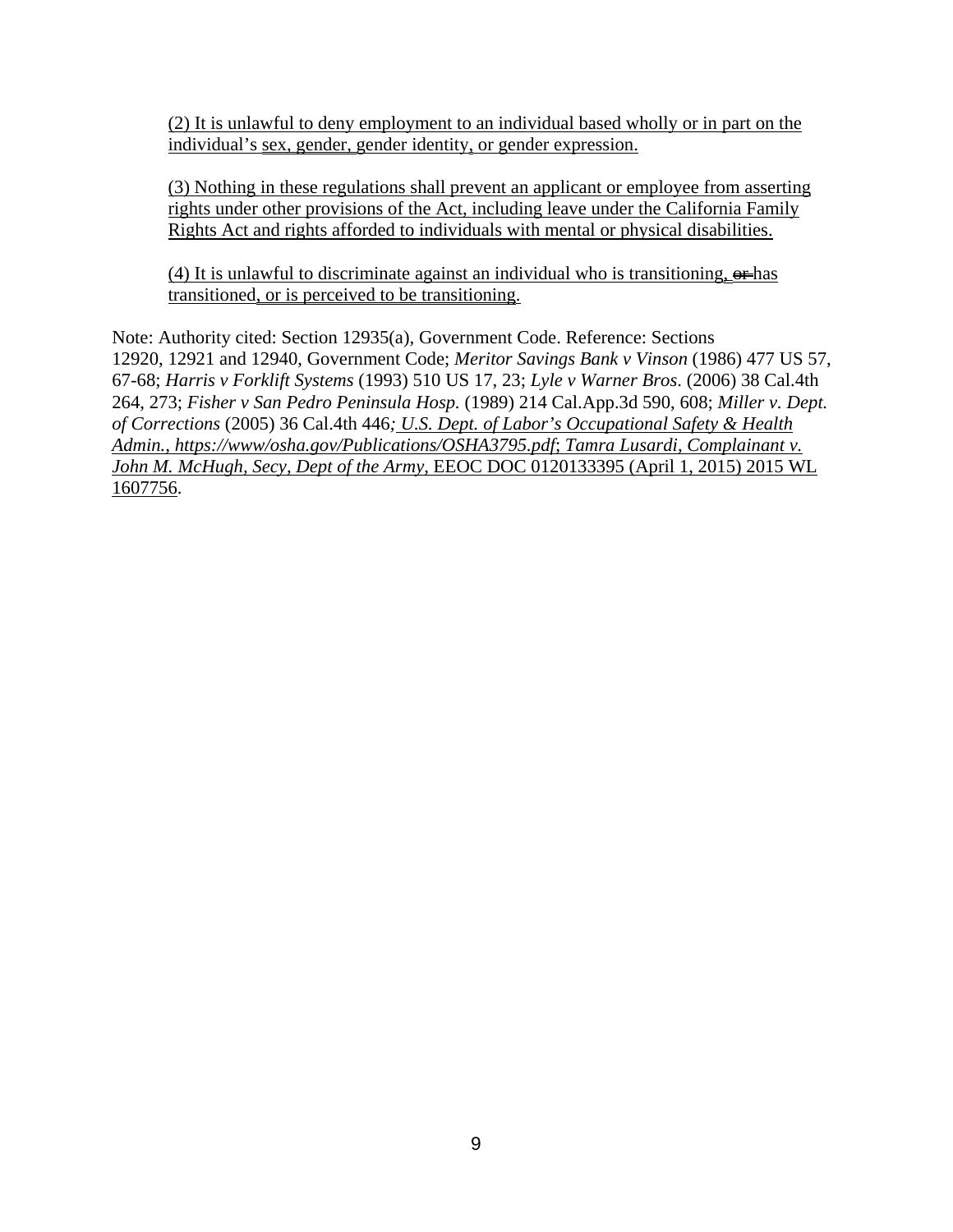(2) It is unlawful to deny employment to an individual based wholly or in part on the individual's sex, gender, gender identity, or gender expression.

(3) Nothing in these regulations shall prevent an applicant or employee from asserting rights under other provisions of the Act, including leave under the California Family Rights Act and rights afforded to individuals with mental or physical disabilities.

(4) It is unlawful to discriminate against an individual who is transitioning, ~~or~~ has transitioned, or is perceived to be transitioning.

Note: Authority cited: Section 12935(a), Government Code. Reference: Sections 12920, 12921 and 12940, Government Code; *Meritor Savings Bank v Vinson* (1986) 477 US 57, 67-68; *Harris v Forklift Systems* (1993) 510 US 17, 23; *Lyle v Warner Bros*. (2006) 38 Cal.4th 264, 273; *Fisher v San Pedro Peninsula Hosp.* (1989) 214 Cal.App.3d 590, 608; *Miller v. Dept. of Corrections* (2005) 36 Cal.4th 446; *U.S. Dept. of Labor's Occupational Safety & Health Admin., https://www/osha.gov/Publications/OSHA3795.pdf*; *Tamra Lusardi, Complainant v. John M. McHugh, Secy, Dept of the Army*, EEOC DOC 0120133395 (April 1, 2015) 2015 WL 1607756.